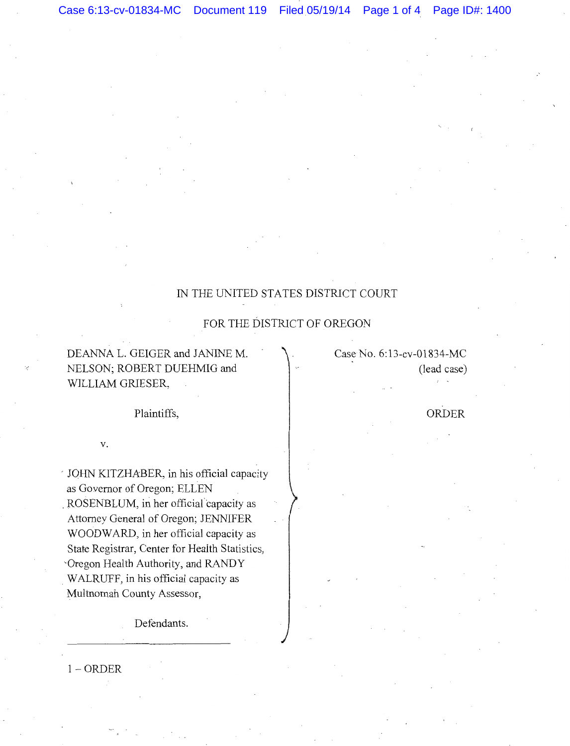IN THE UNITED STATES DISTRICT COURT

FOR THE DISTRICT OF OREGON

DEANNA L. GEIGER and JANINE M. NELSON; ROBERT DUEHMIG and WILLIAM GRIESER,

Plaintiffs,

v.

JOHN KITZHABER, in his official capacity as Governor of Oregon; ELLEN ROSENBLUM, in her official capacity as Attorney General of Oregon; JENNIFER WOODWARD, in her official capacity as State Registrar, Center for Health Statistics, Oregon Health Authority, and RANDY WALRUFF, in his official capacity as Multnomah County Assessor,

Defendants.

Case No. 6:13-cv-01834-MC (lead case)

ORDER

1 – ORDER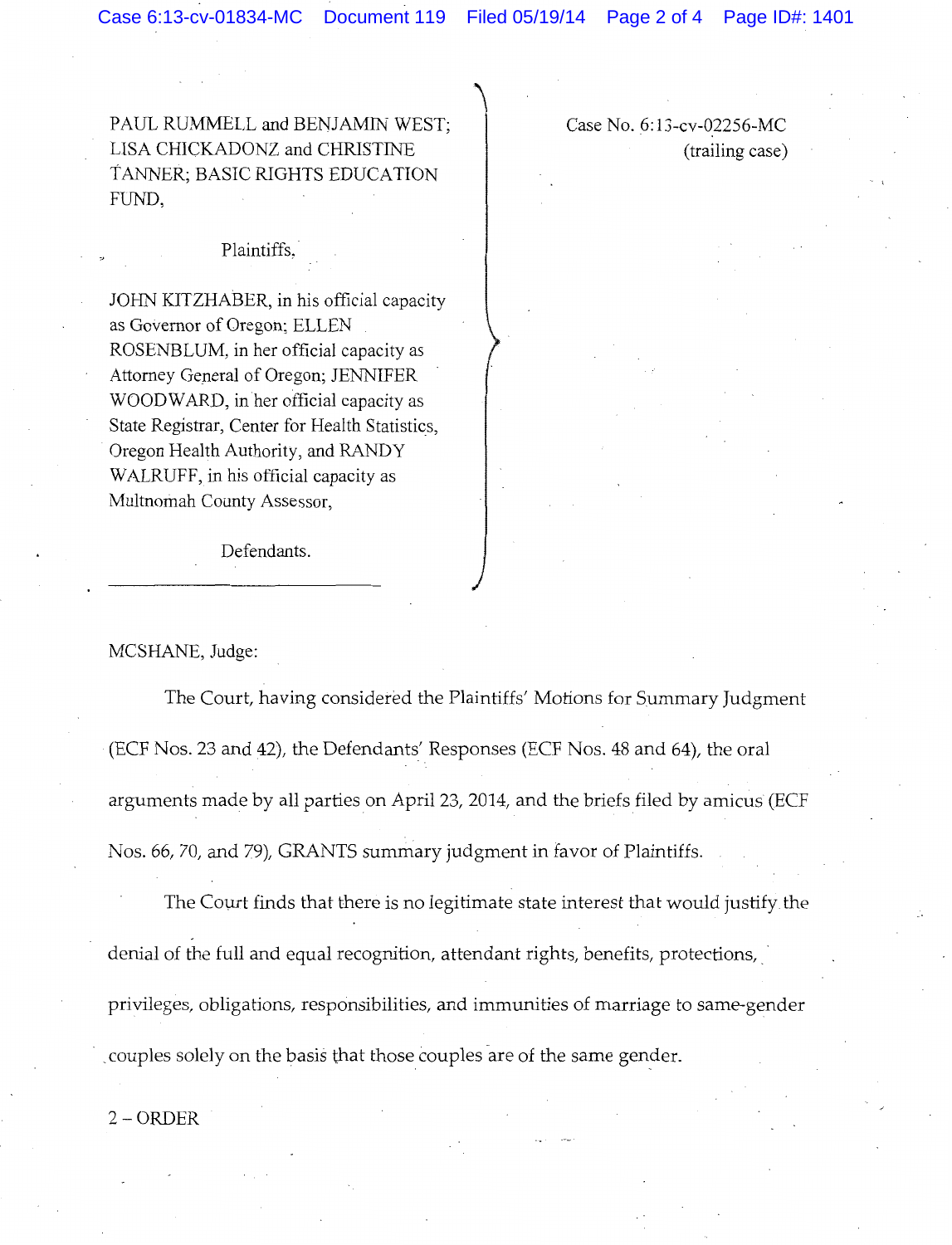PAUL RUMMELL and BENJAMIN WEST; LISA CHICKADONZ and CHRISTINE TANNER; BASIC RIGHTS EDUCATION FUND,

Plaintiffs,

JOHN KITZHABER, in his official capacity as Governor of Oregon; ELLEN ROSENBLUM, in her official capacity as Attorney General of Oregon; JENNIFER WOODWARD, in her official capacity as State Registrar, Center for Health Statistics, Oregon Health Authority, and RANDY WALRUFF, in his official capacity as Multnomah County Assessor,

Defendants.

Case No. 6:13-cv-02256-MC (trailing case)

---

MCSHANE, Judge:

The Court, having considered the Plaintiffs' Motions for Summary Judgment (ECF Nos. 23 and 42), the Defendants' Responses (ECF Nos. 48 and 64), the oral arguments made by all parties on April 23, 2014, and the briefs filed by amicus (ECF Nos. 66, 70, and 79), GRANTS summary judgment in favor of Plaintiffs.

The Court finds that there is no legitimate state interest that would justify the denial of the full and equal recognition, attendant rights, benefits, protections, privileges, obligations, responsibilities, and immunities of marriage to same-gender couples solely on the basis that those couples are of the same gender.

2 – ORDER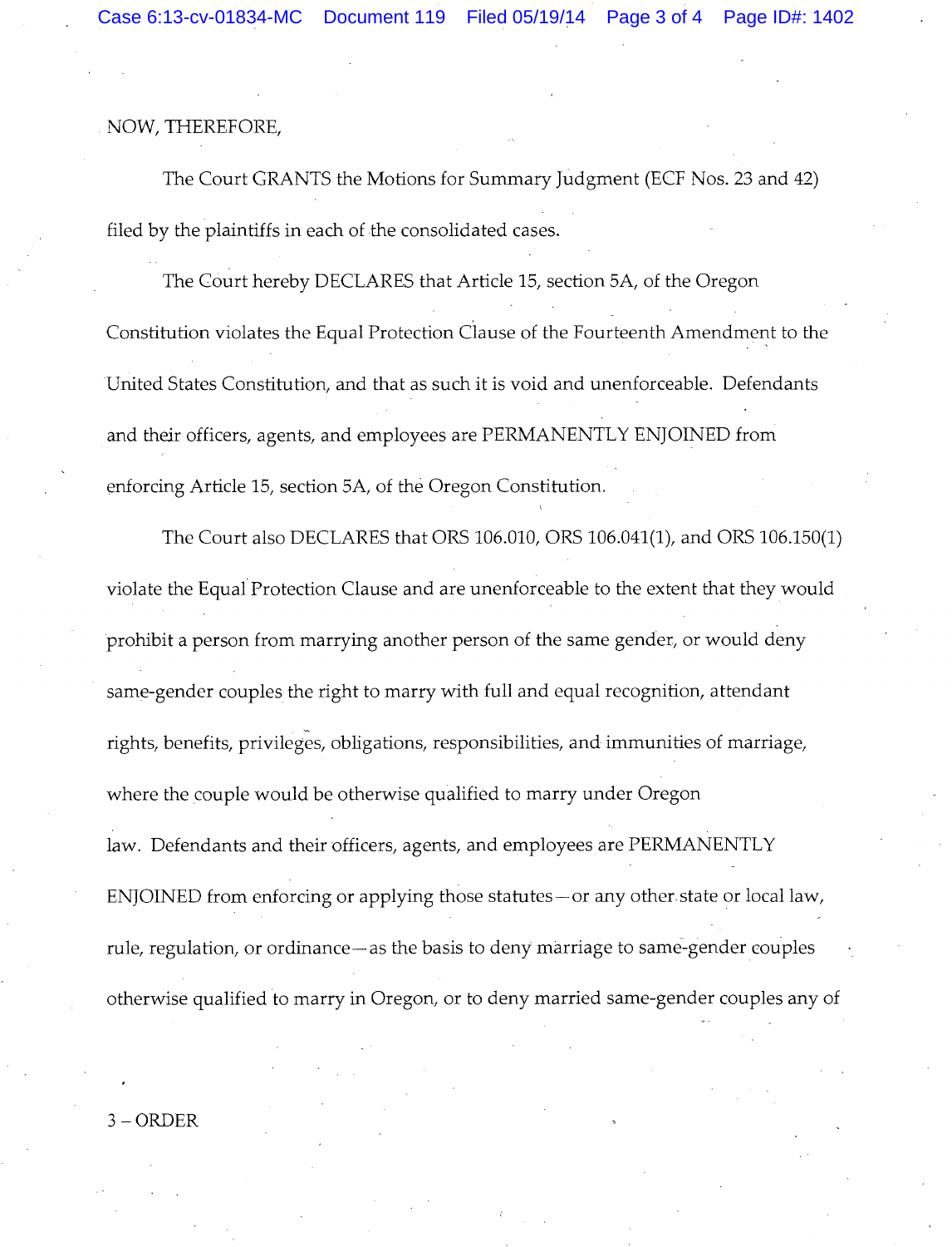NOW, THEREFORE,

The Court GRANTS the Motions for Summary Judgment (ECF Nos. 23 and 42) filed by the plaintiffs in each of the consolidated cases.

The Court hereby DECLARES that Article 15, section 5A, of the Oregon Constitution violates the Equal Protection Clause of the Fourteenth Amendment to the United States Constitution, and that as such it is void and unenforceable. Defendants and their officers, agents, and employees are PERMANENTLY ENJOINED from enforcing Article 15, section 5A, of the Oregon Constitution.

The Court also DECLARES that ORS 106.010, ORS 106.041(1), and ORS 106.150(1) violate the Equal Protection Clause and are unenforceable to the extent that they would prohibit a person from marrying another person of the same gender, or would deny same-gender couples the right to marry with full and equal recognition, attendant rights, benefits, privileges, obligations, responsibilities, and immunities of marriage, where the couple would be otherwise qualified to marry under Oregon law. Defendants and their officers, agents, and employees are PERMANENTLY ENJOINED from enforcing or applying those statutes—or any other state or local law, rule, regulation, or ordinance—as the basis to deny marriage to same-gender couples otherwise qualified to marry in Oregon, or to deny married same-gender couples any of

3 – ORDER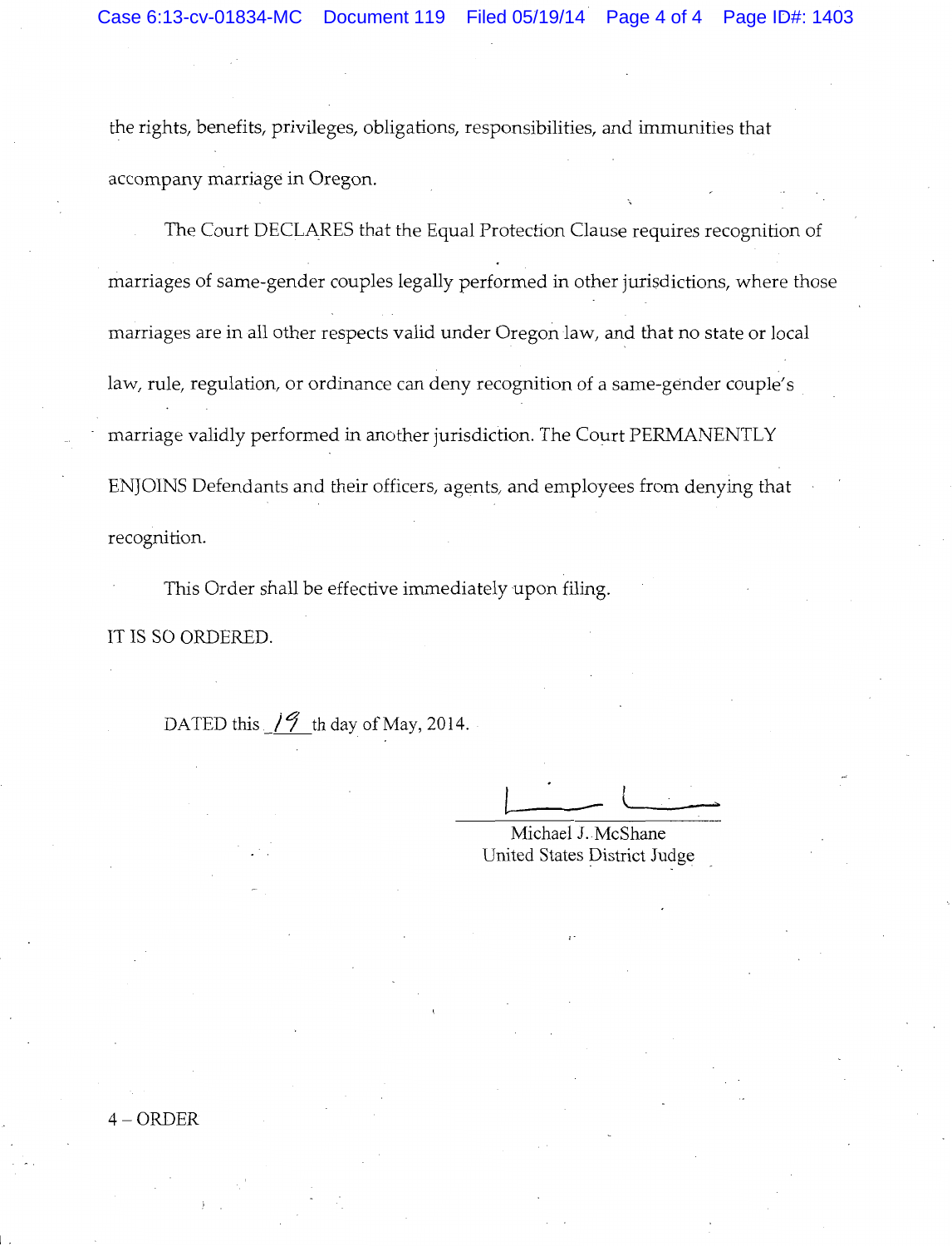the rights, benefits, privileges, obligations, responsibilities, and immunities that accompany marriage in Oregon.

The Court DECLARES that the Equal Protection Clause requires recognition of marriages of same-gender couples legally performed in other jurisdictions, where those marriages are in all other respects valid under Oregon law, and that no state or local law, rule, regulation, or ordinance can deny recognition of a same-gender couple's marriage validly performed in another jurisdiction. The Court PERMANENTLY ENJOINS Defendants and their officers, agents, and employees from denying that recognition.

This Order shall be effective immediately upon filing.

IT IS SO ORDERED.

DATED this 19th day of May, 2014.

Michael J. McShane
United States District Judge

4 – ORDER